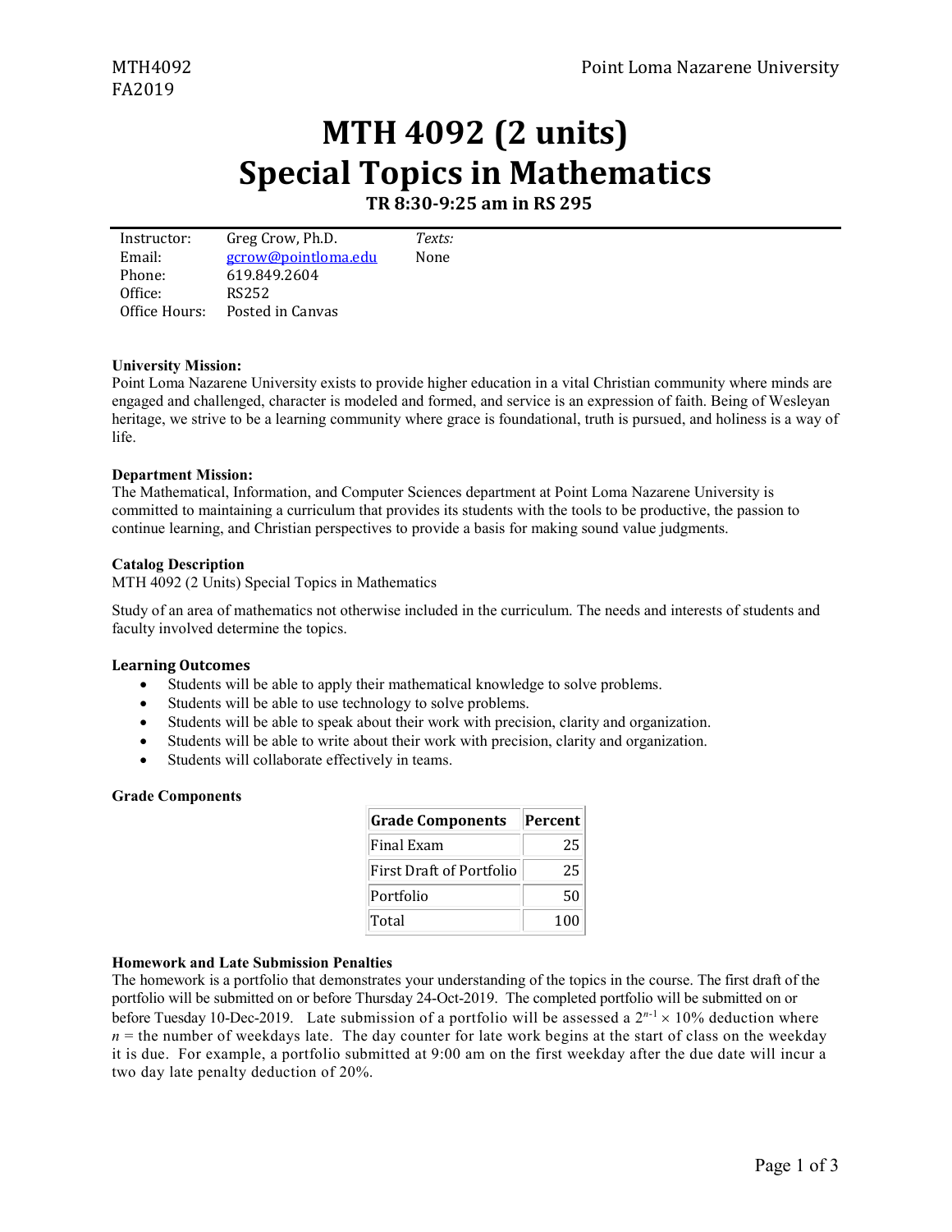MTH4092
FA2019

Point Loma Nazarene University

# MTH 4092 (2 units)
# Special Topics in Mathematics

**TR 8:30-9:25 am in RS 295**

| | | |
|---|---|---|
| Instructor: | Greg Crow, Ph.D. | *Texts:* |
| Email: | gcrow@pointloma.edu | None |
| Phone: | 619.849.2604 | |
| Office: | RS252 | |
| Office Hours: | Posted in Canvas | |

**University Mission:**
Point Loma Nazarene University exists to provide higher education in a vital Christian community where minds are engaged and challenged, character is modeled and formed, and service is an expression of faith. Being of Wesleyan heritage, we strive to be a learning community where grace is foundational, truth is pursued, and holiness is a way of life.

**Department Mission:**
The Mathematical, Information, and Computer Sciences department at Point Loma Nazarene University is committed to maintaining a curriculum that provides its students with the tools to be productive, the passion to continue learning, and Christian perspectives to provide a basis for making sound value judgments.

**Catalog Description**
MTH 4092 (2 Units) Special Topics in Mathematics

Study of an area of mathematics not otherwise included in the curriculum. The needs and interests of students and faculty involved determine the topics.

**Learning Outcomes**

- Students will be able to apply their mathematical knowledge to solve problems.
- Students will be able to use technology to solve problems.
- Students will be able to speak about their work with precision, clarity and organization.
- Students will be able to write about their work with precision, clarity and organization.
- Students will collaborate effectively in teams.

**Grade Components**

| Grade Components | Percent |
|---|---|
| Final Exam | 25 |
| First Draft of Portfolio | 25 |
| Portfolio | 50 |
| Total | 100 |

**Homework and Late Submission Penalties**
The homework is a portfolio that demonstrates your understanding of the topics in the course. The first draft of the portfolio will be submitted on or before Thursday 24-Oct-2019. The completed portfolio will be submitted on or before Tuesday 10-Dec-2019. Late submission of a portfolio will be assessed a $2^{n-1} \times 10\%$ deduction where $n$ = the number of weekdays late. The day counter for late work begins at the start of class on the weekday it is due. For example, a portfolio submitted at 9:00 am on the first weekday after the due date will incur a two day late penalty deduction of 20%.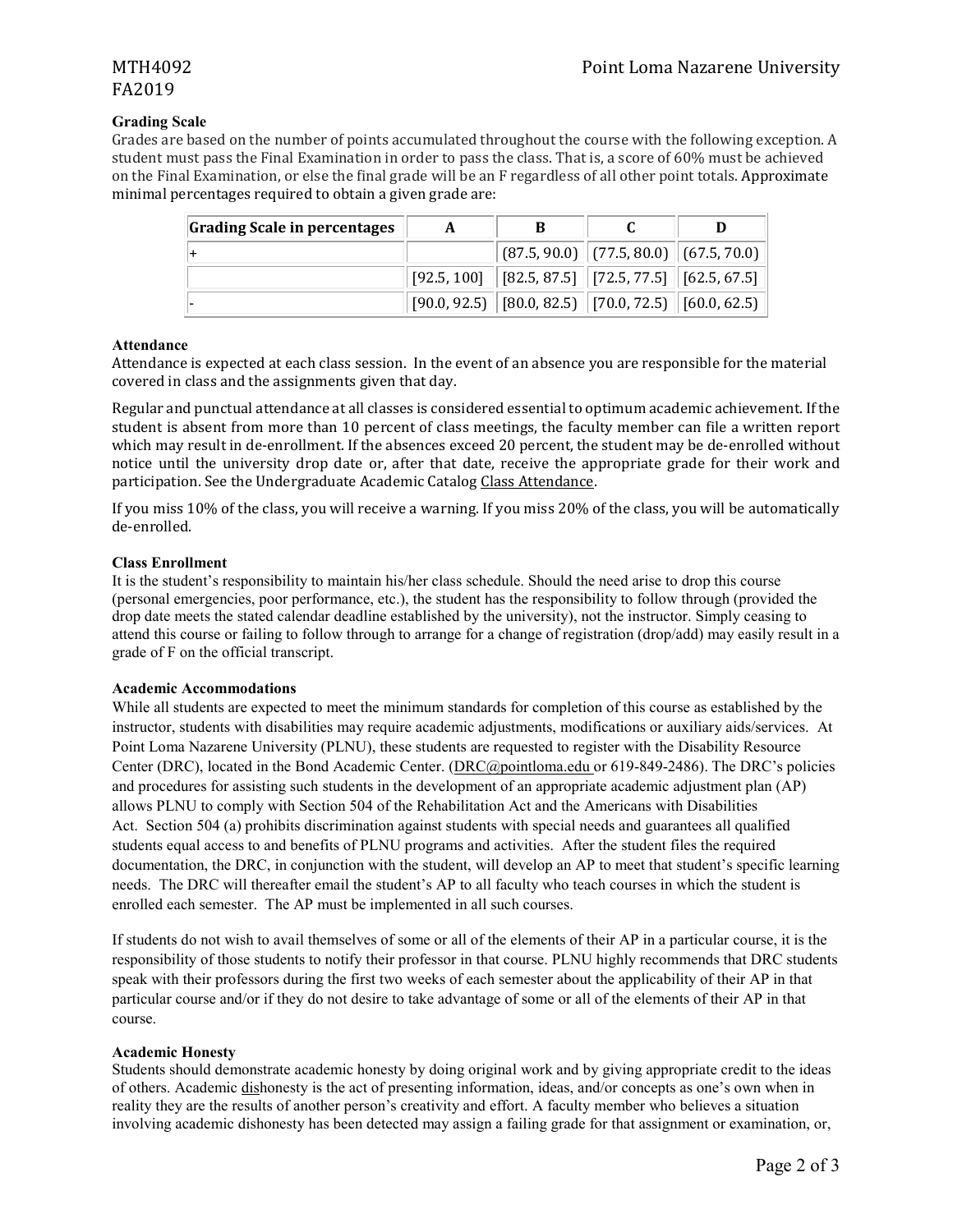### Grading Scale

Grades are based on the number of points accumulated throughout the course with the following exception. A student must pass the Final Examination in order to pass the class. That is, a score of 60% must be achieved on the Final Examination, or else the final grade will be an F regardless of all other point totals. Approximate minimal percentages required to obtain a given grade are:

| Grading Scale in percentages | A | B | C | D |
|---|---|---|---|---|
| + | | (87.5, 90.0) | (77.5, 80.0) | (67.5, 70.0) |
| | [92.5, 100] | [82.5, 87.5] | [72.5, 77.5] | [62.5, 67.5] |
| - | [90.0, 92.5) | [80.0, 82.5) | [70.0, 72.5) | [60.0, 62.5) |

### Attendance

Attendance is expected at each class session. In the event of an absence you are responsible for the material covered in class and the assignments given that day.

Regular and punctual attendance at all classes is considered essential to optimum academic achievement. If the student is absent from more than 10 percent of class meetings, the faculty member can file a written report which may result in de-enrollment. If the absences exceed 20 percent, the student may be de-enrolled without notice until the university drop date or, after that date, receive the appropriate grade for their work and participation. See the Undergraduate Academic Catalog Class Attendance.

If you miss 10% of the class, you will receive a warning. If you miss 20% of the class, you will be automatically de-enrolled.

### Class Enrollment

It is the student's responsibility to maintain his/her class schedule. Should the need arise to drop this course (personal emergencies, poor performance, etc.), the student has the responsibility to follow through (provided the drop date meets the stated calendar deadline established by the university), not the instructor. Simply ceasing to attend this course or failing to follow through to arrange for a change of registration (drop/add) may easily result in a grade of F on the official transcript.

### Academic Accommodations

While all students are expected to meet the minimum standards for completion of this course as established by the instructor, students with disabilities may require academic adjustments, modifications or auxiliary aids/services. At Point Loma Nazarene University (PLNU), these students are requested to register with the Disability Resource Center (DRC), located in the Bond Academic Center. (DRC@pointloma.edu or 619-849-2486). The DRC's policies and procedures for assisting such students in the development of an appropriate academic adjustment plan (AP) allows PLNU to comply with Section 504 of the Rehabilitation Act and the Americans with Disabilities Act. Section 504 (a) prohibits discrimination against students with special needs and guarantees all qualified students equal access to and benefits of PLNU programs and activities. After the student files the required documentation, the DRC, in conjunction with the student, will develop an AP to meet that student's specific learning needs. The DRC will thereafter email the student's AP to all faculty who teach courses in which the student is enrolled each semester. The AP must be implemented in all such courses.

If students do not wish to avail themselves of some or all of the elements of their AP in a particular course, it is the responsibility of those students to notify their professor in that course. PLNU highly recommends that DRC students speak with their professors during the first two weeks of each semester about the applicability of their AP in that particular course and/or if they do not desire to take advantage of some or all of the elements of their AP in that course.

### Academic Honesty

Students should demonstrate academic honesty by doing original work and by giving appropriate credit to the ideas of others. Academic dishonesty is the act of presenting information, ideas, and/or concepts as one's own when in reality they are the results of another person's creativity and effort. A faculty member who believes a situation involving academic dishonesty has been detected may assign a failing grade for that assignment or examination, or,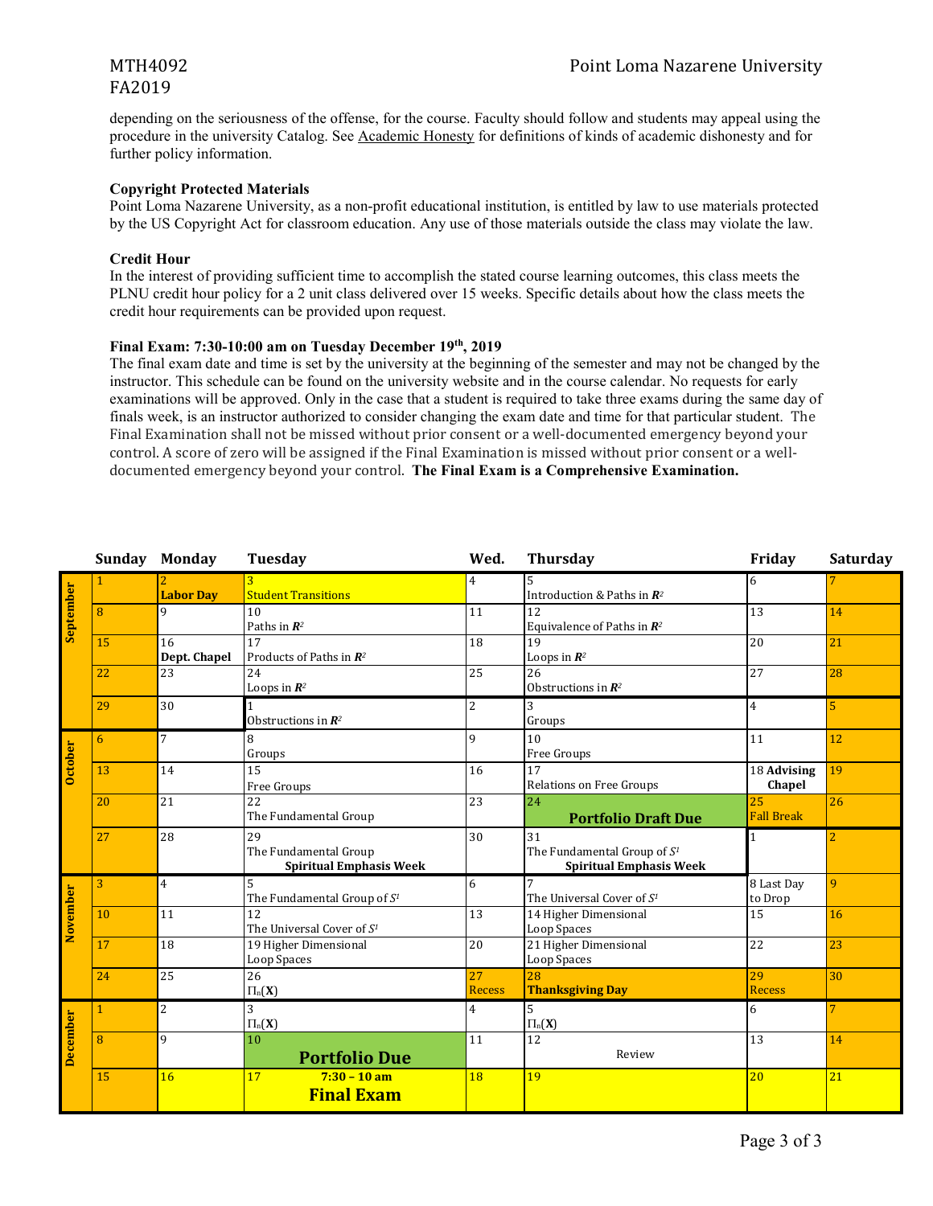depending on the seriousness of the offense, for the course. Faculty should follow and students may appeal using the procedure in the university Catalog. See Academic Honesty for definitions of kinds of academic dishonesty and for further policy information.

**Copyright Protected Materials**
Point Loma Nazarene University, as a non-profit educational institution, is entitled by law to use materials protected by the US Copyright Act for classroom education. Any use of those materials outside the class may violate the law.

**Credit Hour**
In the interest of providing sufficient time to accomplish the stated course learning outcomes, this class meets the PLNU credit hour policy for a 2 unit class delivered over 15 weeks. Specific details about how the class meets the credit hour requirements can be provided upon request.

**Final Exam: 7:30-10:00 am on Tuesday December 19th, 2019**
The final exam date and time is set by the university at the beginning of the semester and may not be changed by the instructor. This schedule can be found on the university website and in the course calendar. No requests for early examinations will be approved. Only in the case that a student is required to take three exams during the same day of finals week, is an instructor authorized to consider changing the exam date and time for that particular student. The Final Examination shall not be missed without prior consent or a well-documented emergency beyond your control. A score of zero will be assigned if the Final Examination is missed without prior consent or a well-documented emergency beyond your control. **The Final Exam is a Comprehensive Examination.**

| | Sunday | Monday | Tuesday | Wed. | Thursday | Friday | Saturday |
|---|---|---|---|---|---|---|---|
| September | 1 | 2 **Labor Day** | 3 Student Transitions | 4 | 5 Introduction & Paths in $\mathbb{R}^2$ | 6 | 7 |
| | 8 | 9 | 10 Paths in $\mathbb{R}^2$ | 11 | 12 Equivalence of Paths in $\mathbb{R}^2$ | 13 | 14 |
| | 15 | 16 **Dept. Chapel** | 17 Products of Paths in $\mathbb{R}^2$ | 18 | 19 Loops in $\mathbb{R}^2$ | 20 | 21 |
| | 22 | 23 | 24 Loops in $\mathbb{R}^2$ | 25 | 26 Obstructions in $\mathbb{R}^2$ | 27 | 28 |
| | 29 | 30 | 1 Obstructions in $\mathbb{R}^2$ | 2 | 3 Groups | 4 | 5 |
| October | 6 | 7 | 8 Groups | 9 | 10 Free Groups | 11 | 12 |
| | 13 | 14 | 15 Free Groups | 16 | 17 Relations on Free Groups | 18 **Advising Chapel** | 19 |
| | 20 | 21 | 22 The Fundamental Group | 23 | 24 **Portfolio Draft Due** | 25 Fall Break | 26 |
| | 27 | 28 | 29 The Fundamental Group **Spiritual Emphasis Week** | 30 | 31 The Fundamental Group of $S^1$ **Spiritual Emphasis Week** | 1 | 2 |
| November | 3 | 4 | 5 The Fundamental Group of $S^1$ | 6 | 7 The Universal Cover of $S^1$ | 8 Last Day to Drop | 9 |
| | 10 | 11 | 12 The Universal Cover of $S^1$ | 13 | 14 Higher Dimensional Loop Spaces | 15 | 16 |
| | 17 | 18 | 19 Higher Dimensional Loop Spaces | 20 | 21 Higher Dimensional Loop Spaces | 22 | 23 |
| | 24 | 25 | 26 $\Pi_n(\mathbf{X})$ | 27 Recess | 28 **Thanksgiving Day** | 29 Recess | 30 |
| December | 1 | 2 | 3 $\Pi_n(\mathbf{X})$ | 4 | 5 $\Pi_n(\mathbf{X})$ | 6 | 7 |
| | 8 | 9 | 10 **Portfolio Due** | 11 | 12 Review | 13 | 14 |
| | 15 | 16 | 17 **7:30 – 10 am Final Exam** | 18 | 19 | 20 | 21 |